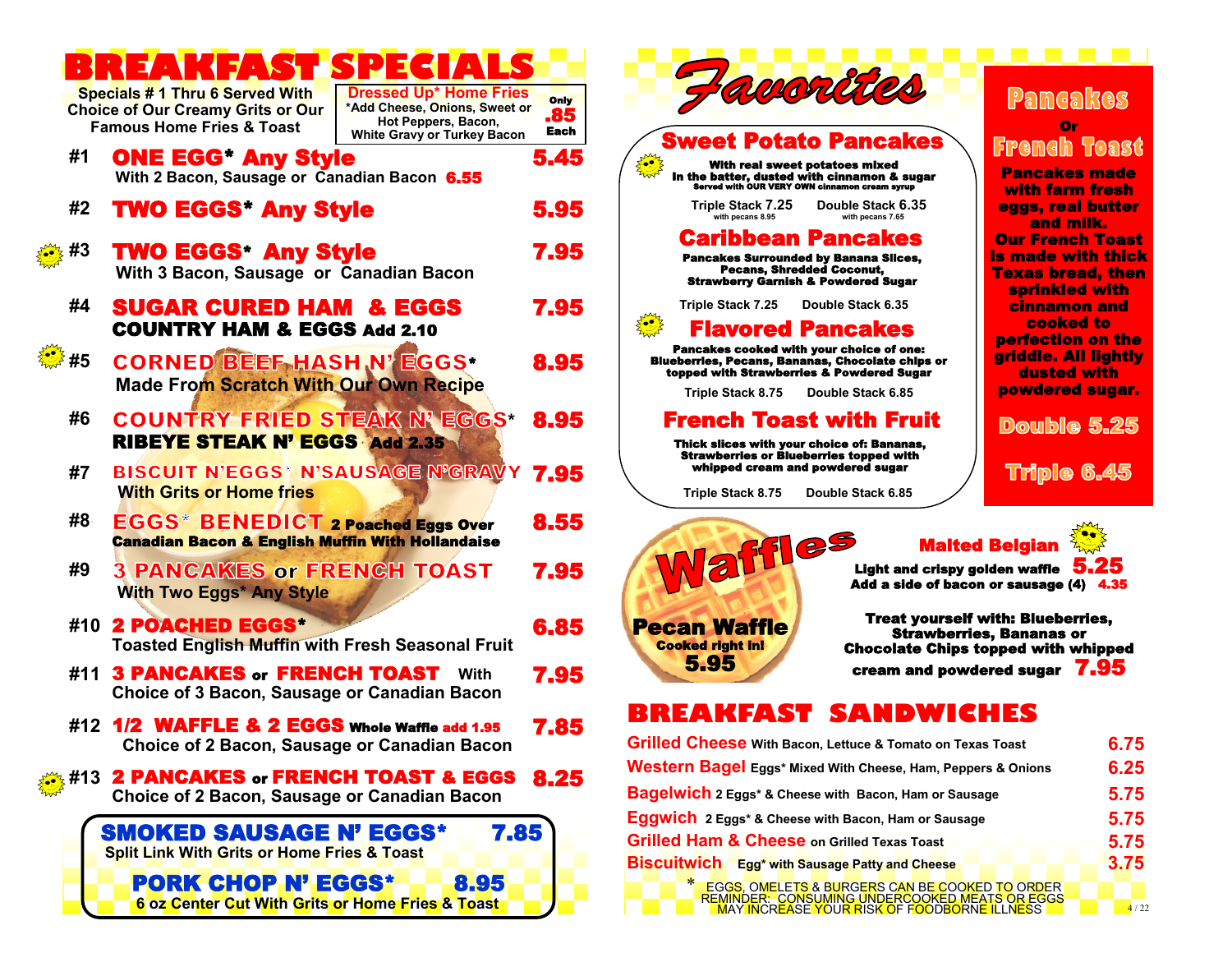# BREAKFAST SPECIALS

Specials # 1 Thru 6 Served With Choice of Our Creamy Grits or Our Famous Home Fries & Toast

**Dressed Up* Home Fries**
*Add Cheese, Onions, Sweet or Hot Peppers, Bacon, White Gravy or Turkey Bacon — Only .85 Each

**#1 ONE EGG* Any Style** — 5.45
With 2 Bacon, Sausage or Canadian Bacon 6.55

**#2 TWO EGGS* Any Style** — 5.95

**#3 TWO EGGS* Any Style** — 7.95
With 3 Bacon, Sausage or Canadian Bacon

**#4 SUGAR CURED HAM & EGGS** — 7.95
**COUNTRY HAM & EGGS** Add 2.10

**#5 CORNED BEEF HASH N' EGGS*** — 8.95
Made From Scratch With Our Own Recipe

**#6 COUNTRY FRIED STEAK N' EGGS*** — 8.95
**RIBEYE STEAK N' EGGS** Add 2.35

**#7 BISCUIT N'EGGS* N'SAUSAGE N'GRAVY** — 7.95
With Grits or Home fries

**#8 EGGS* BENEDICT** 2 Poached Eggs Over Canadian Bacon & English Muffin With Hollandaise — 8.55

**#9 3 PANCAKES or FRENCH TOAST** — 7.95
With Two Eggs* Any Style

**#10 2 POACHED EGGS*** — 6.85
Toasted English Muffin with Fresh Seasonal Fruit

**#11 3 PANCAKES or FRENCH TOAST** With Choice of 3 Bacon, Sausage or Canadian Bacon — 7.95

**#12 1/2 WAFFLE & 2 EGGS** Whole Waffle add 1.95 — 7.85
Choice of 2 Bacon, Sausage or Canadian Bacon

**#13 2 PANCAKES or FRENCH TOAST & EGGS** — 8.25
Choice of 2 Bacon, Sausage or Canadian Bacon

**SMOKED SAUSAGE N' EGGS*** — 7.85
Split Link With Grits or Home Fries & Toast

**PORK CHOP N' EGGS*** — 8.95
6 oz Center Cut With Grits or Home Fries & Toast

# Favorites

## Sweet Potato Pancakes

With real sweet potatoes mixed In the batter, dusted with cinnamon & sugar
Served with OUR VERY OWN cinnamon cream syrup

Triple Stack 7.25 (with pecans 8.95) — Double Stack 6.35 (with pecans 7.65)

## Caribbean Pancakes

Pancakes Surrounded by Banana Slices, Pecans, Shredded Coconut, Strawberry Garnish & Powdered Sugar

Triple Stack 7.25 — Double Stack 6.35

## Flavored Pancakes

Pancakes cooked with your choice of one: Blueberries, Pecans, Bananas, Chocolate chips or topped with Strawberries & Powdered Sugar

Triple Stack 8.75 — Double Stack 6.85

## French Toast with Fruit

Thick slices with your choice of: Bananas, Strawberries or Blueberries topped with whipped cream and powdered sugar

Triple Stack 8.75 — Double Stack 6.85

## Pancakes Or French Toast

Pancakes made with farm fresh eggs, real butter and milk. Our French Toast is made with thick Texas bread, then sprinkled with cinnamon and cooked to perfection on the griddle. All lightly dusted with powdered sugar.

Double 5.25

Triple 6.45

## Waffles

**Pecan Waffle** Cooked right in! 5.95

**Malted Belgian**
Light and crispy golden waffle 5.25
Add a side of bacon or sausage (4) 4.35

Treat yourself with: Blueberries, Strawberries, Bananas or Chocolate Chips topped with whipped cream and powdered sugar 7.95

# BREAKFAST SANDWICHES

| Item | Price |
|---|---|
| **Grilled Cheese** With Bacon, Lettuce & Tomato on Texas Toast | 6.75 |
| **Western Bagel** Eggs* Mixed With Cheese, Ham, Peppers & Onions | 6.25 |
| **Bagelwich** 2 Eggs* & Cheese with Bacon, Ham or Sausage | 5.75 |
| **Eggwich** 2 Eggs* & Cheese with Bacon, Ham or Sausage | 5.75 |
| **Grilled Ham & Cheese** on Grilled Texas Toast | 5.75 |
| **Biscuitwich** Egg* with Sausage Patty and Cheese | 3.75 |

* EGGS, OMELETS & BURGERS CAN BE COOKED TO ORDER
REMINDER: CONSUMING UNDERCOOKED MEATS OR EGGS MAY INCREASE YOUR RISK OF FOODBORNE ILLNESS

4 / 22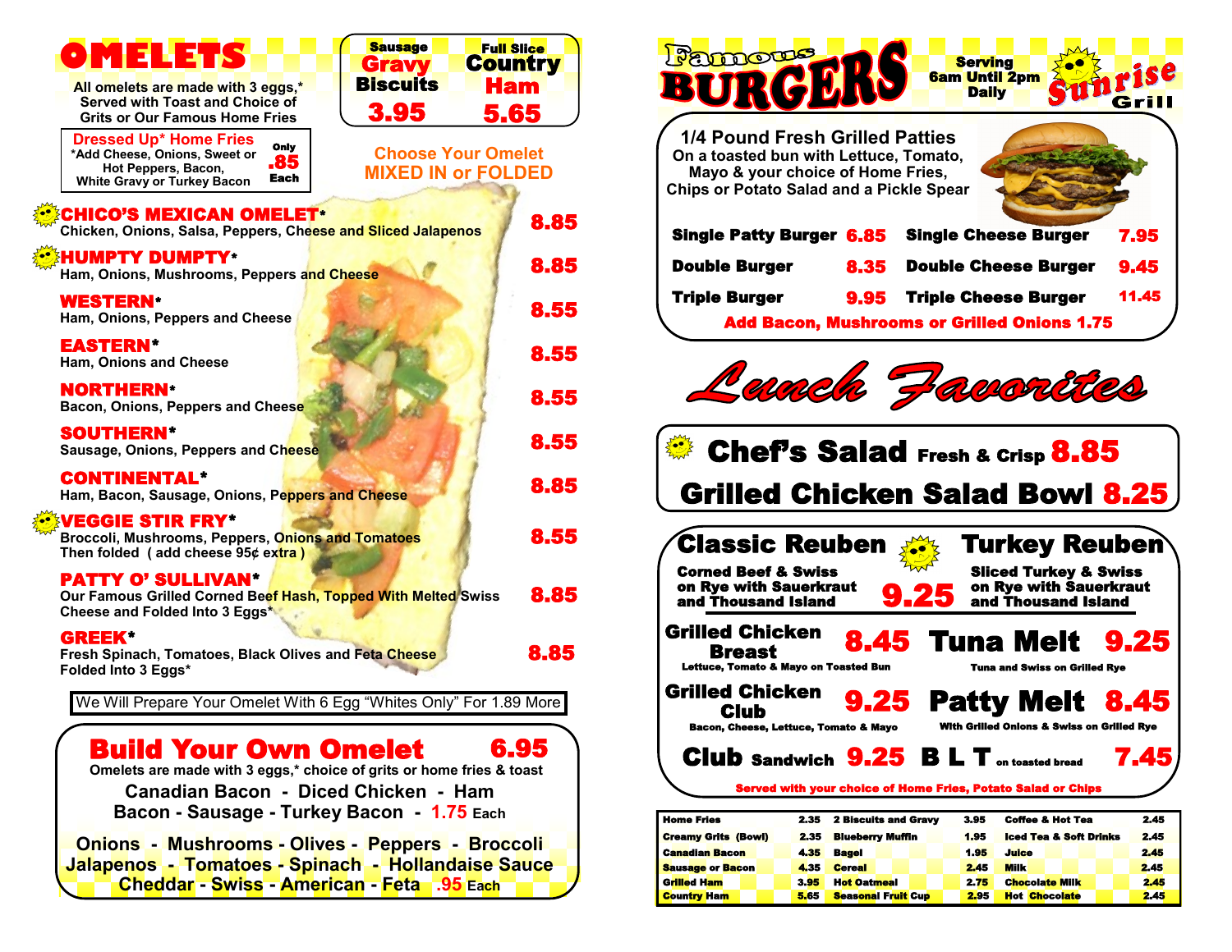# OMELETS

All omelets are made with 3 eggs,* Served with Toast and Choice of Grits or Our Famous Home Fries

**Dressed Up* Home Fries**
*Add Cheese, Onions, Sweet or Hot Peppers, Bacon, White Gravy or Turkey Bacon
Only **.85** Each

| | |
|---|---|
| Sausage Gravy Biscuits | 3.95 |
| Full Slice Country Ham | 5.65 |

**Choose Your Omelet MIXED IN or FOLDED**

**CHICO'S MEXICAN OMELET*** — 8.85
Chicken, Onions, Salsa, Peppers, Cheese and Sliced Jalapenos

**HUMPTY DUMPTY*** — 8.85
Ham, Onions, Mushrooms, Peppers and Cheese

**WESTERN*** — 8.55
Ham, Onions, Peppers and Cheese

**EASTERN*** — 8.55
Ham, Onions and Cheese

**NORTHERN*** — 8.55
Bacon, Onions, Peppers and Cheese

**SOUTHERN*** — 8.55
Sausage, Onions, Peppers and Cheese

**CONTINENTAL*** — 8.85
Ham, Bacon, Sausage, Onions, Peppers and Cheese

**VEGGIE STIR FRY*** — 8.55
Broccoli, Mushrooms, Peppers, Onions and Tomatoes
Then folded ( add cheese 95¢ extra )

**PATTY O' SULLIVAN*** — 8.85
Our Famous Grilled Corned Beef Hash, Topped With Melted Swiss Cheese and Folded Into 3 Eggs*

**GREEK*** — 8.85
Fresh Spinach, Tomatoes, Black Olives and Feta Cheese Folded Into 3 Eggs*

We Will Prepare Your Omelet With 6 Egg "Whites Only" For 1.89 More

## Build Your Own Omelet — 6.95

Omelets are made with 3 eggs,* choice of grits or home fries & toast

Canadian Bacon - Diced Chicken - Ham
Bacon - Sausage - Turkey Bacon - **1.75** Each

Onions - Mushrooms - Olives - Peppers - Broccoli
Jalapenos - Tomatoes - Spinach - Hollandaise Sauce
Cheddar - Swiss - American - Feta **.95** Each

# Famous BURGERS

Serving 6am Until 2pm Daily — Sunrise Grill

**1/4 Pound Fresh Grilled Patties**
On a toasted bun with Lettuce, Tomato, Mayo & your choice of Home Fries, Chips or Potato Salad and a Pickle Spear

| | | | |
|---|---|---|---|
| Single Patty Burger | 6.85 | Single Cheese Burger | 7.95 |
| Double Burger | 8.35 | Double Cheese Burger | 9.45 |
| Triple Burger | 9.95 | Triple Cheese Burger | 11.45 |

Add Bacon, Mushrooms or Grilled Onions 1.75

# Lunch Favorites

**Chef's Salad** Fresh & Crisp **8.85**

**Grilled Chicken Salad Bowl 8.25**

**Classic Reuben** / **Turkey Reuben** — **9.25**
Corned Beef & Swiss on Rye with Sauerkraut and Thousand Island
Sliced Turkey & Swiss on Rye with Sauerkraut and Thousand Island

**Grilled Chicken Breast** — 8.45
Lettuce, Tomato & Mayo on Toasted Bun

**Tuna Melt** — 9.25
Tuna and Swiss on Grilled Rye

**Grilled Chicken Club** — 9.25
Bacon, Cheese, Lettuce, Tomato & Mayo

**Patty Melt** — 8.45
With Grilled Onions & Swiss on Grilled Rye

**Club** Sandwich — 9.25

**B L T** on toasted bread — 7.45

Served with your choice of Home Fries, Potato Salad or Chips

| | | | | | |
|---|---|---|---|---|---|
| Home Fries | 2.35 | 2 Biscuits and Gravy | 3.95 | Coffee & Hot Tea | 2.45 |
| Creamy Grits (Bowl) | 2.35 | Blueberry Muffin | 1.95 | Iced Tea & Soft Drinks | 2.45 |
| Canadian Bacon | 4.35 | Bagel | 1.95 | Juice | 2.45 |
| Sausage or Bacon | 4.35 | Cereal | 2.45 | Milk | 2.45 |
| Grilled Ham | 3.95 | Hot Oatmeal | 2.75 | Chocolate Milk | 2.45 |
| Country Ham | 5.65 | Seasonal Fruit Cup | 2.95 | Hot Chocolate | 2.45 |